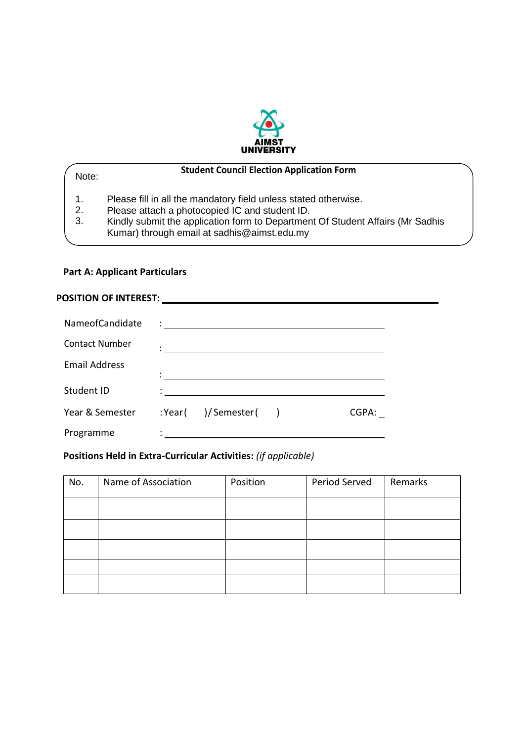AIMST UNIVERSITY

**Student Council Election Application Form**

Note:

1. Please fill in all the mandatory field unless stated otherwise.
2. Please attach a photocopied IC and student ID.
3. Kindly submit the application form to Department Of Student Affairs (Mr Sadhis Kumar) through email at sadhis@aimst.edu.my

**Part A: Applicant Particulars**

**POSITION OF INTEREST:** ______________________________

NameofCandidate : ______________________________

Contact Number : ______________________________

Email Address : ______________________________

Student ID : ______________________________

Year & Semester : Year ( ) / Semester ( ) CGPA: _

Programme : ______________________________

**Positions Held in Extra-Curricular Activities:** *(if applicable)*

| No. | Name of Association | Position | Period Served | Remarks |
|---|---|---|---|---|
| | | | | |
| | | | | |
| | | | | |
| | | | | |
| | | | | |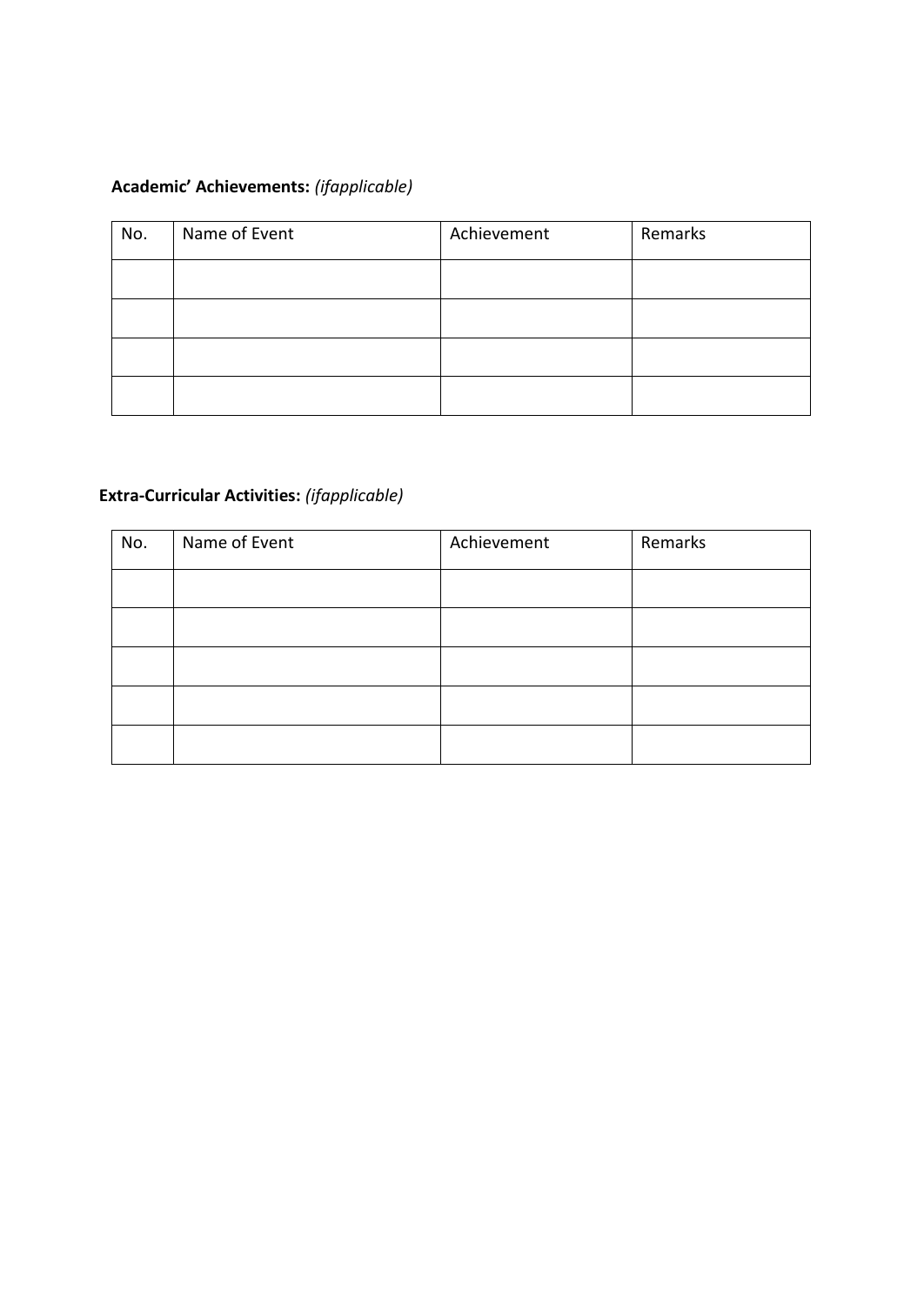**Academic’ Achievements:** *(ifapplicable)*

| No. | Name of Event | Achievement | Remarks |
|---|---|---|---|
| | | | |
| | | | |
| | | | |
| | | | |

**Extra-Curricular Activities:** *(ifapplicable)*

| No. | Name of Event | Achievement | Remarks |
|---|---|---|---|
| | | | |
| | | | |
| | | | |
| | | | |
| | | | |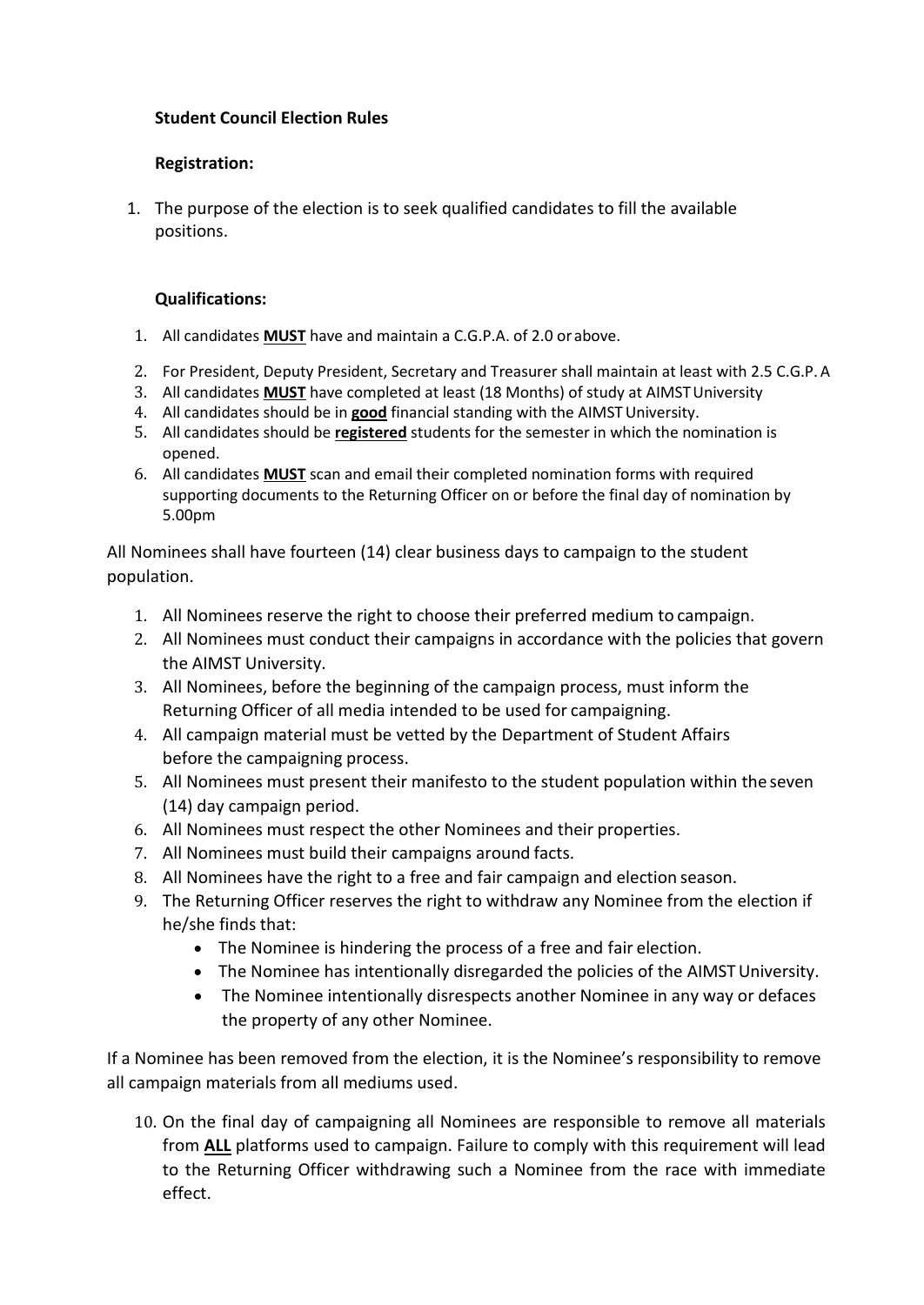**Student Council Election Rules**

**Registration:**

1. The purpose of the election is to seek qualified candidates to fill the available positions.

**Qualifications:**

1. All candidates **MUST** have and maintain a C.G.P.A. of 2.0 or above.
2. For President, Deputy President, Secretary and Treasurer shall maintain at least with 2.5 C.G.P. A
3. All candidates **MUST** have completed at least (18 Months) of study at AIMST University
4. All candidates should be in **good** financial standing with the AIMST University.
5. All candidates should be **registered** students for the semester in which the nomination is opened.
6. All candidates **MUST** scan and email their completed nomination forms with required supporting documents to the Returning Officer on or before the final day of nomination by 5.00pm

All Nominees shall have fourteen (14) clear business days to campaign to the student population.

1. All Nominees reserve the right to choose their preferred medium to campaign.
2. All Nominees must conduct their campaigns in accordance with the policies that govern the AIMST University.
3. All Nominees, before the beginning of the campaign process, must inform the Returning Officer of all media intended to be used for campaigning.
4. All campaign material must be vetted by the Department of Student Affairs before the campaigning process.
5. All Nominees must present their manifesto to the student population within the seven (14) day campaign period.
6. All Nominees must respect the other Nominees and their properties.
7. All Nominees must build their campaigns around facts.
8. All Nominees have the right to a free and fair campaign and election season.
9. The Returning Officer reserves the right to withdraw any Nominee from the election if he/she finds that:
   - The Nominee is hindering the process of a free and fair election.
   - The Nominee has intentionally disregarded the policies of the AIMST University.
   - The Nominee intentionally disrespects another Nominee in any way or defaces the property of any other Nominee.

If a Nominee has been removed from the election, it is the Nominee's responsibility to remove all campaign materials from all mediums used.

10. On the final day of campaigning all Nominees are responsible to remove all materials from **ALL** platforms used to campaign. Failure to comply with this requirement will lead to the Returning Officer withdrawing such a Nominee from the race with immediate effect.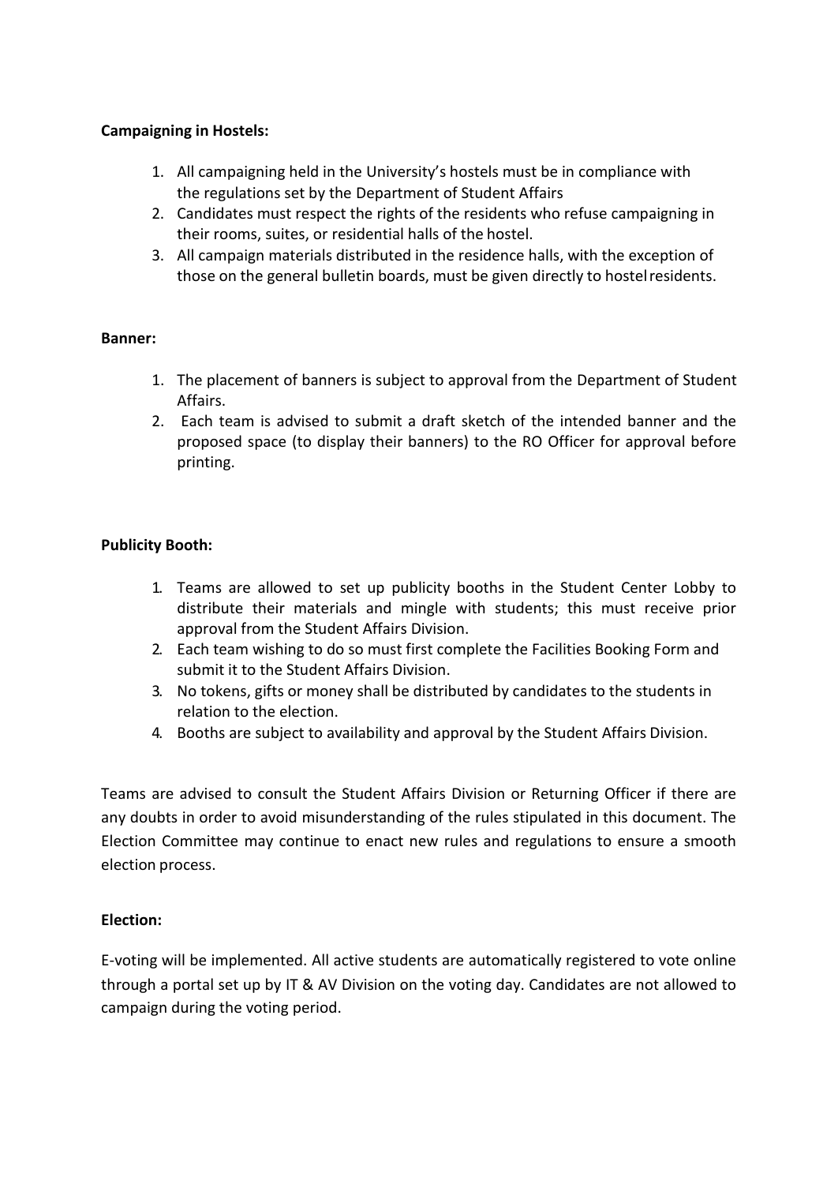**Campaigning in Hostels:**

1. All campaigning held in the University's hostels must be in compliance with the regulations set by the Department of Student Affairs
2. Candidates must respect the rights of the residents who refuse campaigning in their rooms, suites, or residential halls of the hostel.
3. All campaign materials distributed in the residence halls, with the exception of those on the general bulletin boards, must be given directly to hostel residents.

**Banner:**

1. The placement of banners is subject to approval from the Department of Student Affairs.
2. Each team is advised to submit a draft sketch of the intended banner and the proposed space (to display their banners) to the RO Officer for approval before printing.

**Publicity Booth:**

1. Teams are allowed to set up publicity booths in the Student Center Lobby to distribute their materials and mingle with students; this must receive prior approval from the Student Affairs Division.
2. Each team wishing to do so must first complete the Facilities Booking Form and submit it to the Student Affairs Division.
3. No tokens, gifts or money shall be distributed by candidates to the students in relation to the election.
4. Booths are subject to availability and approval by the Student Affairs Division.

Teams are advised to consult the Student Affairs Division or Returning Officer if there are any doubts in order to avoid misunderstanding of the rules stipulated in this document. The Election Committee may continue to enact new rules and regulations to ensure a smooth election process.

**Election:**

E-voting will be implemented. All active students are automatically registered to vote online through a portal set up by IT & AV Division on the voting day. Candidates are not allowed to campaign during the voting period.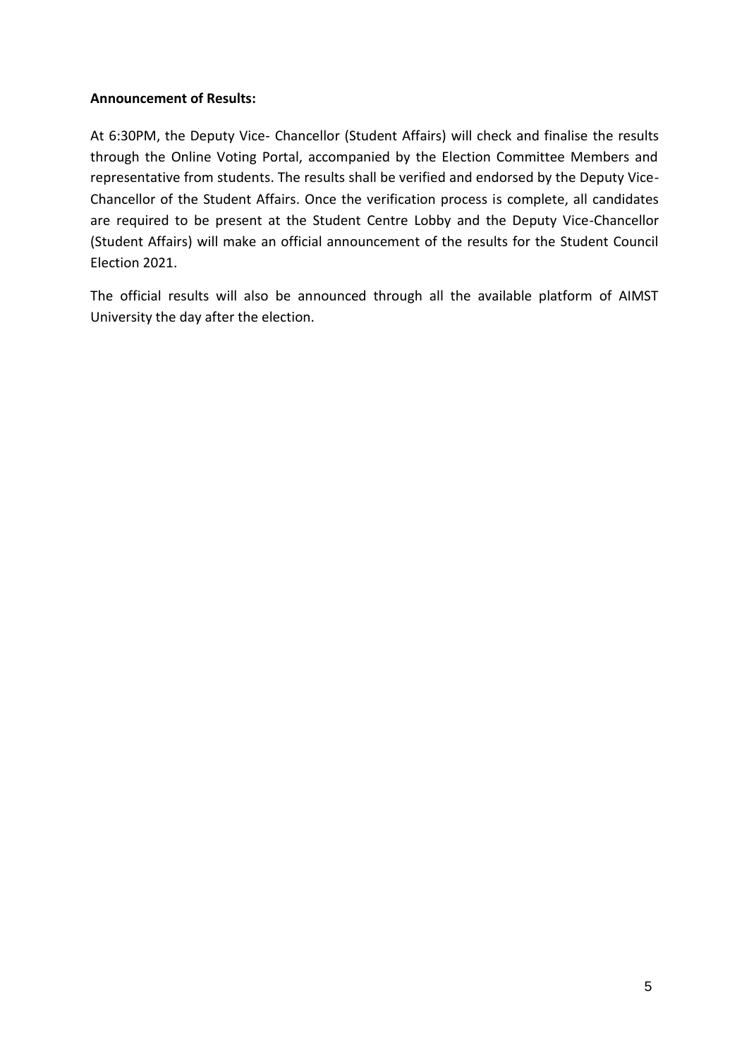**Announcement of Results:**

At 6:30PM, the Deputy Vice- Chancellor (Student Affairs) will check and finalise the results through the Online Voting Portal, accompanied by the Election Committee Members and representative from students. The results shall be verified and endorsed by the Deputy Vice-Chancellor of the Student Affairs. Once the verification process is complete, all candidates are required to be present at the Student Centre Lobby and the Deputy Vice-Chancellor (Student Affairs) will make an official announcement of the results for the Student Council Election 2021.

The official results will also be announced through all the available platform of AIMST University the day after the election.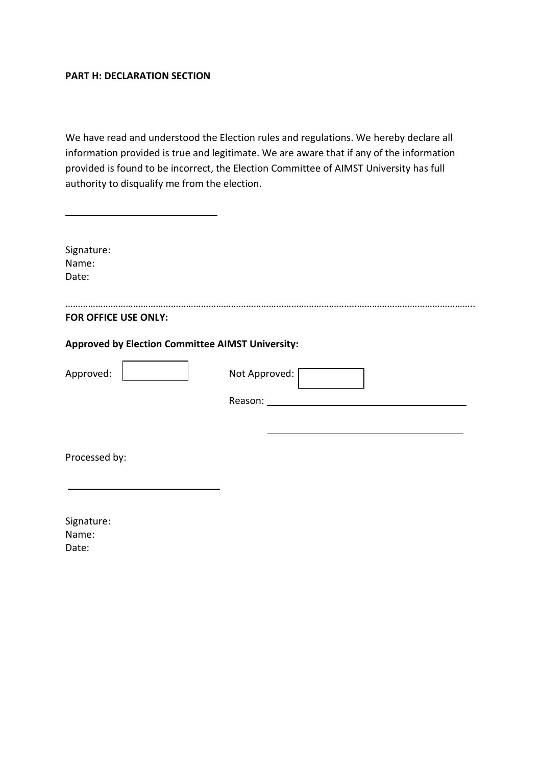**PART H: DECLARATION SECTION**

We have read and understood the Election rules and regulations. We hereby declare all information provided is true and legitimate. We are aware that if any of the information provided is found to be incorrect, the Election Committee of AIMST University has full authority to disqualify me from the election.

\_\_\_\_\_\_\_\_\_\_\_\_\_\_\_\_\_\_\_\_\_\_\_\_\_\_\_\_

Signature:
Name:
Date:

………………………………………………………………………………………………………………………………………………..

**FOR OFFICE USE ONLY:**

**Approved by Election Committee AIMST University:**

Approved: [ ] Not Approved: [ ]

Reason: \_\_\_\_\_\_\_\_\_\_\_\_\_\_\_\_\_\_\_\_\_\_\_\_\_\_\_\_\_\_\_\_\_\_\_\_

\_\_\_\_\_\_\_\_\_\_\_\_\_\_\_\_\_\_\_\_\_\_\_\_\_\_\_\_\_\_\_\_\_\_\_\_

Processed by:

\_\_\_\_\_\_\_\_\_\_\_\_\_\_\_\_\_\_\_\_\_\_\_\_\_\_\_\_

Signature:
Name:
Date: